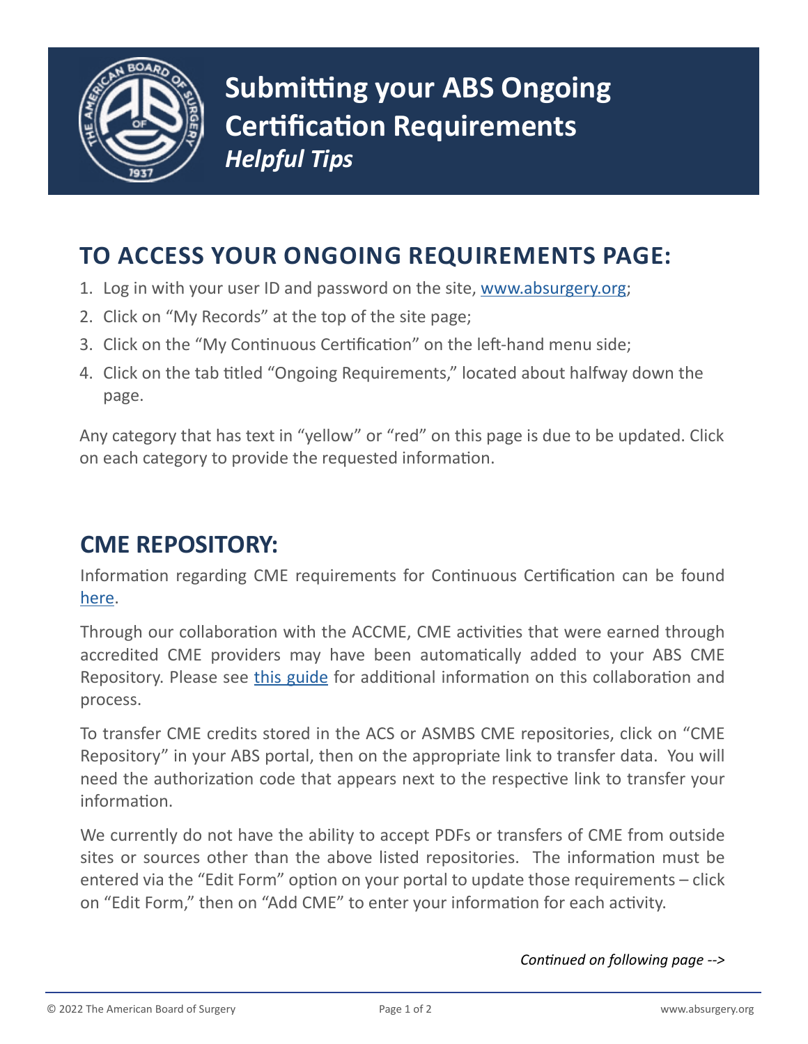# Submitting your ABS Ongoing Certification Requirements

***Helpful Tips***

## TO ACCESS YOUR ONGOING REQUIREMENTS PAGE:

1. Log in with your user ID and password on the site, [www.absurgery.org](www.absurgery.org);
2. Click on "My Records" at the top of the site page;
3. Click on the "My Continuous Certification" on the left-hand menu side;
4. Click on the tab titled "Ongoing Requirements," located about halfway down the page.

Any category that has text in "yellow" or "red" on this page is due to be updated. Click on each category to provide the requested information.

## CME REPOSITORY:

Information regarding CME requirements for Continuous Certification can be found here.

Through our collaboration with the ACCME, CME activities that were earned through accredited CME providers may have been automatically added to your ABS CME Repository. Please see this guide for additional information on this collaboration and process.

To transfer CME credits stored in the ACS or ASMBS CME repositories, click on "CME Repository" in your ABS portal, then on the appropriate link to transfer data. You will need the authorization code that appears next to the respective link to transfer your information.

We currently do not have the ability to accept PDFs or transfers of CME from outside sites or sources other than the above listed repositories. The information must be entered via the "Edit Form" option on your portal to update those requirements – click on "Edit Form," then on "Add CME" to enter your information for each activity.

*Continued on following page -->*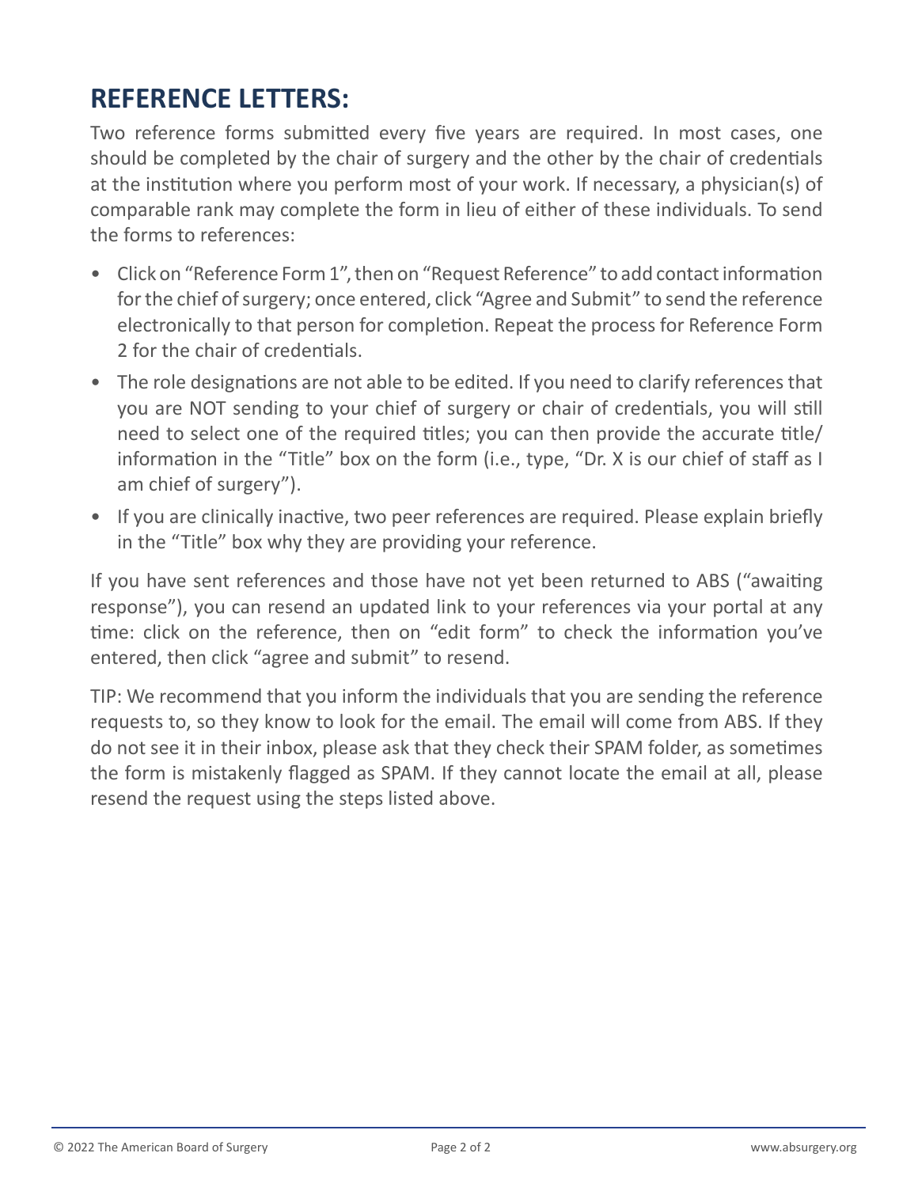## REFERENCE LETTERS:

Two reference forms submitted every five years are required. In most cases, one should be completed by the chair of surgery and the other by the chair of credentials at the institution where you perform most of your work. If necessary, a physician(s) of comparable rank may complete the form in lieu of either of these individuals. To send the forms to references:

- Click on "Reference Form 1", then on "Request Reference" to add contact information for the chief of surgery; once entered, click "Agree and Submit" to send the reference electronically to that person for completion. Repeat the process for Reference Form 2 for the chair of credentials.
- The role designations are not able to be edited. If you need to clarify references that you are NOT sending to your chief of surgery or chair of credentials, you will still need to select one of the required titles; you can then provide the accurate title/ information in the "Title" box on the form (i.e., type, "Dr. X is our chief of staff as I am chief of surgery").
- If you are clinically inactive, two peer references are required. Please explain briefly in the "Title" box why they are providing your reference.

If you have sent references and those have not yet been returned to ABS ("awaiting response"), you can resend an updated link to your references via your portal at any time: click on the reference, then on "edit form" to check the information you've entered, then click "agree and submit" to resend.

TIP: We recommend that you inform the individuals that you are sending the reference requests to, so they know to look for the email. The email will come from ABS. If they do not see it in their inbox, please ask that they check their SPAM folder, as sometimes the form is mistakenly flagged as SPAM. If they cannot locate the email at all, please resend the request using the steps listed above.